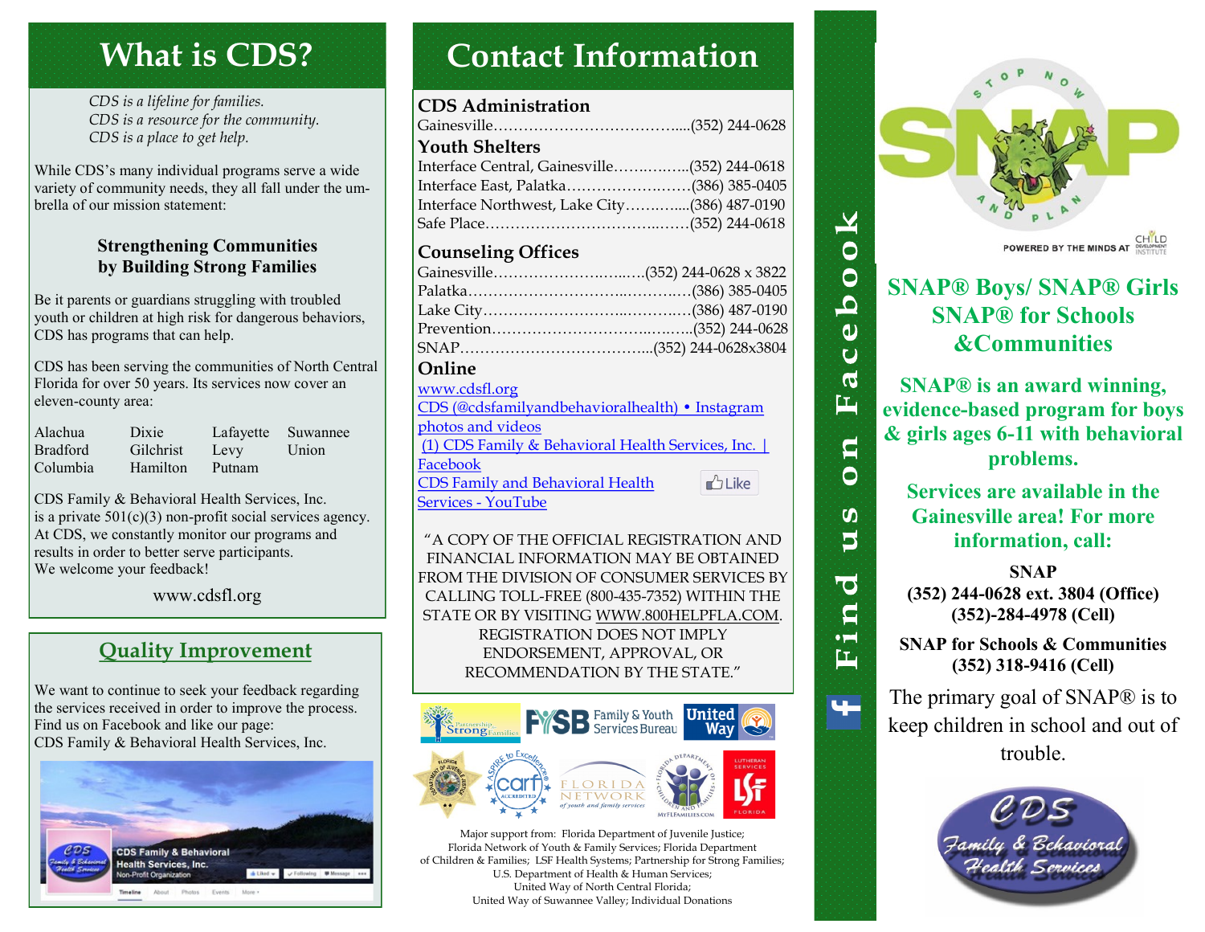# What is CDS?

*CDS is a lifeline for families.*
*CDS is a resource for the community.*
*CDS is a place to get help.*

While CDS's many individual programs serve a wide variety of community needs, they all fall under the umbrella of our mission statement:

**Strengthening Communities by Building Strong Families**

Be it parents or guardians struggling with troubled youth or children at high risk for dangerous behaviors, CDS has programs that can help.

CDS has been serving the communities of North Central Florida for over 50 years. Its services now cover an eleven-county area:

| | | | |
|---|---|---|---|
| Alachua | Dixie | Lafayette | Suwannee |
| Bradford | Gilchrist | Levy | Union |
| Columbia | Hamilton | Putnam | |

CDS Family & Behavioral Health Services, Inc. is a private 501(c)(3) non-profit social services agency. At CDS, we constantly monitor our programs and results in order to better serve participants. We welcome your feedback!

www.cdsfl.org

## Quality Improvement

We want to continue to seek your feedback regarding the services received in order to improve the process. Find us on Facebook and like our page: CDS Family & Behavioral Health Services, Inc.

# Contact Information

**CDS Administration**
Gainesville…………………………………....(352) 244-0628

**Youth Shelters**
Interface Central, Gainesville……..……..(352) 244-0618
Interface East, Palatka………………….…(386) 385-0405
Interface Northwest, Lake City………....(386) 487-0190
Safe Place……………………………..……(352) 244-0618

**Counseling Offices**
Gainesville………………….…...…(352) 244-0628 x 3822
Palatka……………………………..…….…(386) 385-0405
Lake City……………………..………….…(386) 487-0190
Prevention……………………..…….…..(352) 244-0628
SNAP………………………………...(352) 244-0628x3804

**Online**
www.cdsfl.org
CDS (@cdsfamilyandbehavioralhealth) • Instagram photos and videos
(1) CDS Family & Behavioral Health Services, Inc. | Facebook
CDS Family and Behavioral Health Services - YouTube

"A COPY OF THE OFFICIAL REGISTRATION AND FINANCIAL INFORMATION MAY BE OBTAINED FROM THE DIVISION OF CONSUMER SERVICES BY CALLING TOLL-FREE (800-435-7352) WITHIN THE STATE OR BY VISITING WWW.800HELPFLA.COM. REGISTRATION DOES NOT IMPLY ENDORSEMENT, APPROVAL, OR RECOMMENDATION BY THE STATE."

Major support from: Florida Department of Juvenile Justice; Florida Network of Youth & Family Services; Florida Department of Children & Families; LSF Health Systems; Partnership for Strong Families; U.S. Department of Health & Human Services; United Way of North Central Florida; United Way of Suwannee Valley; Individual Donations

Find us on Facebook

STOP NOW AND PLAN — POWERED BY THE MINDS AT CHILD DEVELOPMENT INSTITUTE

## SNAP® Boys/ SNAP® Girls SNAP® for Schools &Communities

**SNAP® is an award winning, evidence-based program for boys & girls ages 6-11 with behavioral problems.**

**Services are available in the Gainesville area! For more information, call:**

**SNAP**
**(352) 244-0628 ext. 3804 (Office)**
**(352)-284-4978 (Cell)**

**SNAP for Schools & Communities**
**(352) 318-9416 (Cell)**

The primary goal of SNAP® is to keep children in school and out of trouble.

CDS Family & Behavioral Health Services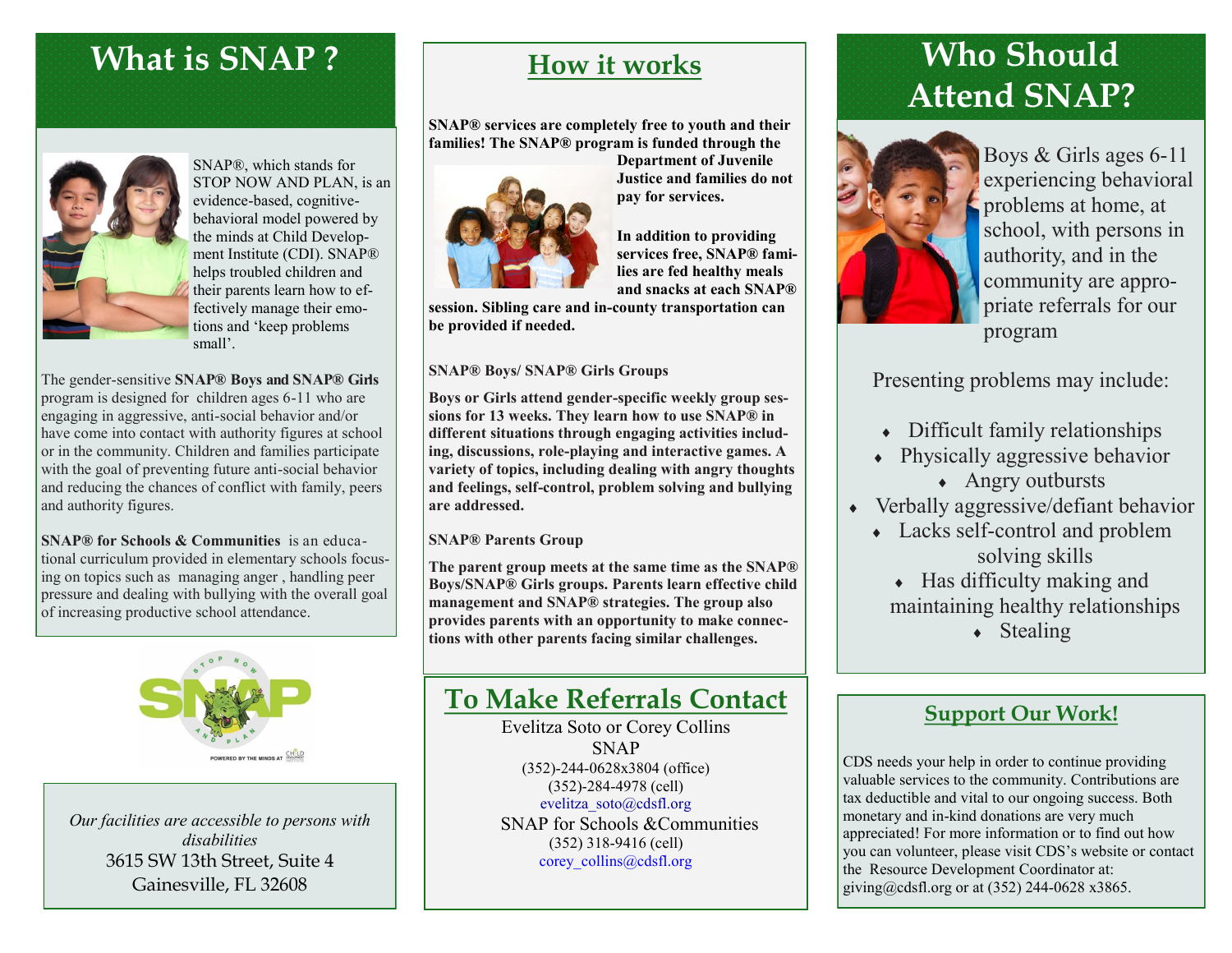# What is SNAP ?

SNAP®, which stands for STOP NOW AND PLAN, is an evidence-based, cognitive-behavioral model powered by the minds at Child Development Institute (CDI). SNAP® helps troubled children and their parents learn how to effectively manage their emotions and 'keep problems small'.

The gender-sensitive **SNAP® Boys and SNAP® Girls** program is designed for children ages 6-11 who are engaging in aggressive, anti-social behavior and/or have come into contact with authority figures at school or in the community. Children and families participate with the goal of preventing future anti-social behavior and reducing the chances of conflict with family, peers and authority figures.

**SNAP® for Schools & Communities** is an educational curriculum provided in elementary schools focusing on topics such as managing anger, handling peer pressure and dealing with bullying with the overall goal of increasing productive school attendance.

*Our facilities are accessible to persons with disabilities*

3615 SW 13th Street, Suite 4
Gainesville, FL 32608

## How it works

**SNAP® services are completely free to youth and their families! The SNAP® program is funded through the Department of Juvenile Justice and families do not pay for services.**

**In addition to providing services free, SNAP® families are fed healthy meals and snacks at each SNAP® session. Sibling care and in-county transportation can be provided if needed.**

**SNAP® Boys/ SNAP® Girls Groups**

**Boys or Girls attend gender-specific weekly group sessions for 13 weeks. They learn how to use SNAP® in different situations through engaging activities including, discussions, role-playing and interactive games. A variety of topics, including dealing with angry thoughts and feelings, self-control, problem solving and bullying are addressed.**

**SNAP® Parents Group**

**The parent group meets at the same time as the SNAP® Boys/SNAP® Girls groups. Parents learn effective child management and SNAP® strategies. The group also provides parents with an opportunity to make connections with other parents facing similar challenges.**

## To Make Referrals Contact

Evelitza Soto or Corey Collins
SNAP
(352)-244-0628x3804 (office)
(352)-284-4978 (cell)
evelitza_soto@cdsfl.org
SNAP for Schools &Communities
(352) 318-9416 (cell)
corey_collins@cdsfl.org

# Who Should Attend SNAP?

Boys & Girls ages 6-11 experiencing behavioral problems at home, at school, with persons in authority, and in the community are appropriate referrals for our program

Presenting problems may include:

- Difficult family relationships
- Physically aggressive behavior
- Angry outbursts
- Verbally aggressive/defiant behavior
- Lacks self-control and problem solving skills
- Has difficulty making and maintaining healthy relationships
- Stealing

## Support Our Work!

CDS needs your help in order to continue providing valuable services to the community. Contributions are tax deductible and vital to our ongoing success. Both monetary and in-kind donations are very much appreciated! For more information or to find out how you can volunteer, please visit CDS's website or contact the Resource Development Coordinator at: giving@cdsfl.org or at (352) 244-0628 x3865.